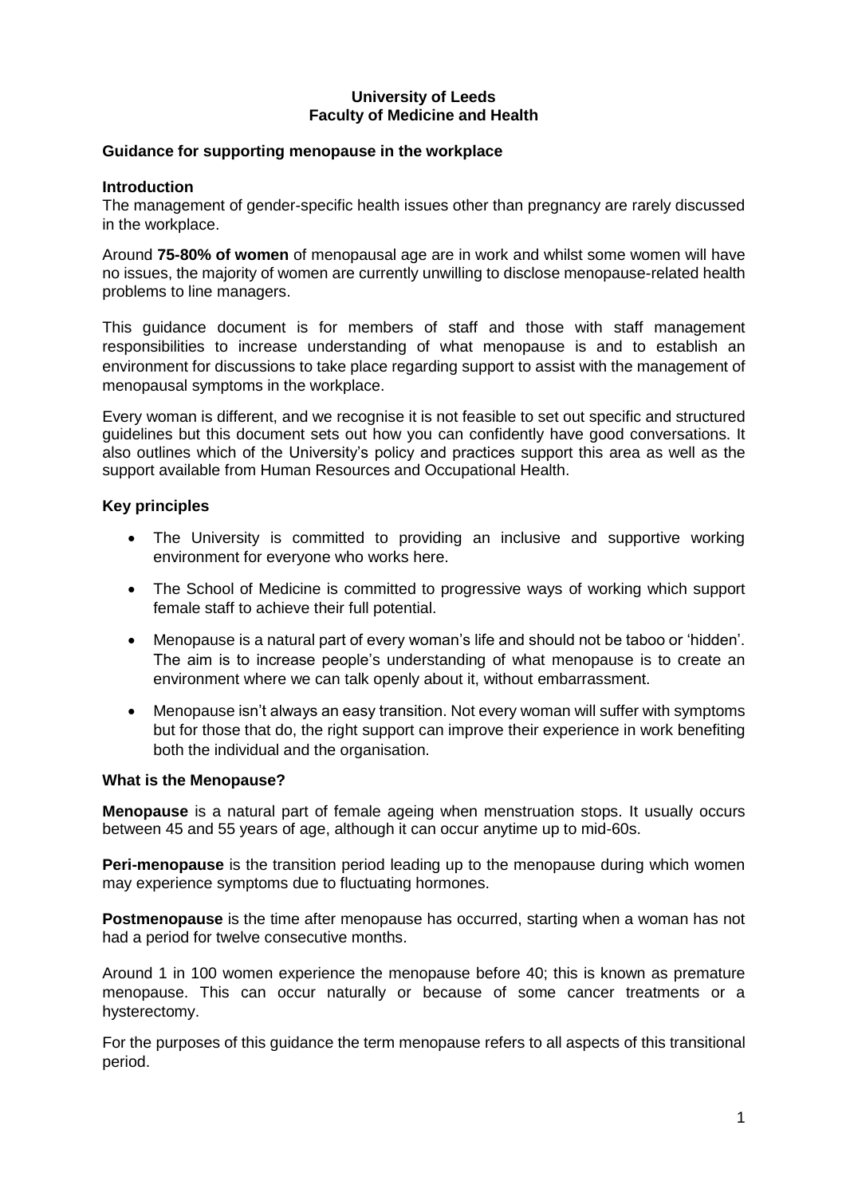**University of Leeds**
**Faculty of Medicine and Health**

**Guidance for supporting menopause in the workplace**

**Introduction**

The management of gender-specific health issues other than pregnancy are rarely discussed in the workplace.

Around **75-80% of women** of menopausal age are in work and whilst some women will have no issues, the majority of women are currently unwilling to disclose menopause-related health problems to line managers.

This guidance document is for members of staff and those with staff management responsibilities to increase understanding of what menopause is and to establish an environment for discussions to take place regarding support to assist with the management of menopausal symptoms in the workplace.

Every woman is different, and we recognise it is not feasible to set out specific and structured guidelines but this document sets out how you can confidently have good conversations. It also outlines which of the University's policy and practices support this area as well as the support available from Human Resources and Occupational Health.

**Key principles**

- The University is committed to providing an inclusive and supportive working environment for everyone who works here.
- The School of Medicine is committed to progressive ways of working which support female staff to achieve their full potential.
- Menopause is a natural part of every woman's life and should not be taboo or 'hidden'. The aim is to increase people's understanding of what menopause is to create an environment where we can talk openly about it, without embarrassment.
- Menopause isn't always an easy transition. Not every woman will suffer with symptoms but for those that do, the right support can improve their experience in work benefiting both the individual and the organisation.

**What is the Menopause?**

**Menopause** is a natural part of female ageing when menstruation stops. It usually occurs between 45 and 55 years of age, although it can occur anytime up to mid-60s.

**Peri-menopause** is the transition period leading up to the menopause during which women may experience symptoms due to fluctuating hormones.

**Postmenopause** is the time after menopause has occurred, starting when a woman has not had a period for twelve consecutive months.

Around 1 in 100 women experience the menopause before 40; this is known as premature menopause. This can occur naturally or because of some cancer treatments or a hysterectomy.

For the purposes of this guidance the term menopause refers to all aspects of this transitional period.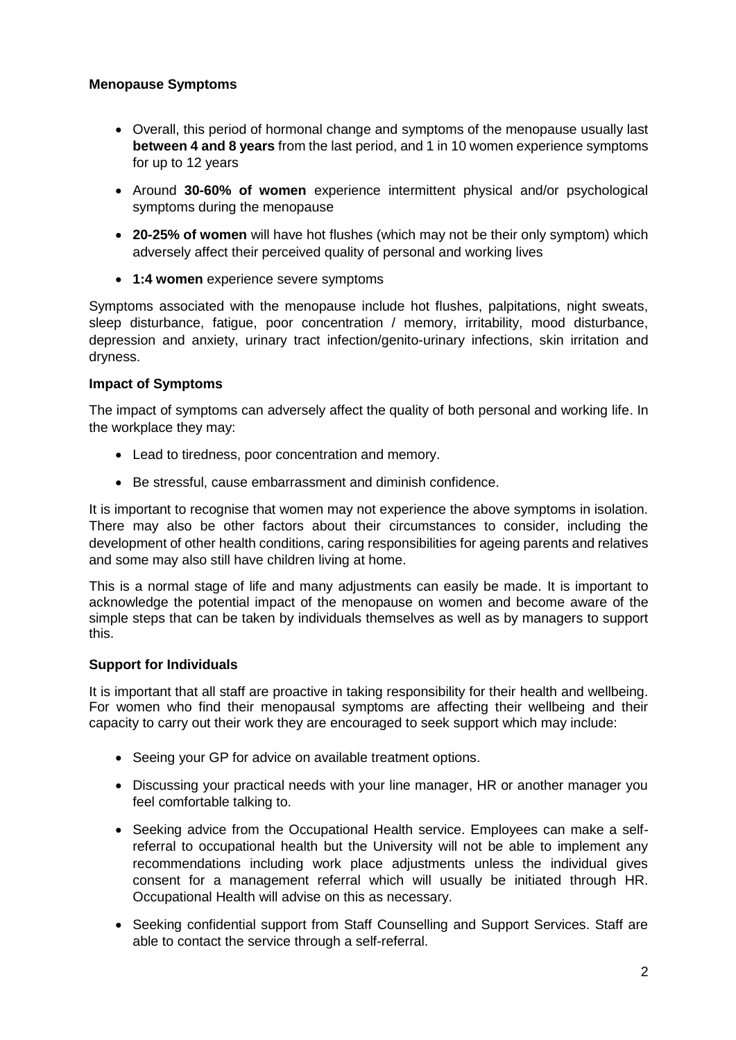**Menopause Symptoms**

- Overall, this period of hormonal change and symptoms of the menopause usually last **between 4 and 8 years** from the last period, and 1 in 10 women experience symptoms for up to 12 years
- Around **30-60% of women** experience intermittent physical and/or psychological symptoms during the menopause
- **20-25% of women** will have hot flushes (which may not be their only symptom) which adversely affect their perceived quality of personal and working lives
- **1:4 women** experience severe symptoms

Symptoms associated with the menopause include hot flushes, palpitations, night sweats, sleep disturbance, fatigue, poor concentration / memory, irritability, mood disturbance, depression and anxiety, urinary tract infection/genito-urinary infections, skin irritation and dryness.

**Impact of Symptoms**

The impact of symptoms can adversely affect the quality of both personal and working life. In the workplace they may:

- Lead to tiredness, poor concentration and memory.
- Be stressful, cause embarrassment and diminish confidence.

It is important to recognise that women may not experience the above symptoms in isolation. There may also be other factors about their circumstances to consider, including the development of other health conditions, caring responsibilities for ageing parents and relatives and some may also still have children living at home.

This is a normal stage of life and many adjustments can easily be made. It is important to acknowledge the potential impact of the menopause on women and become aware of the simple steps that can be taken by individuals themselves as well as by managers to support this.

**Support for Individuals**

It is important that all staff are proactive in taking responsibility for their health and wellbeing. For women who find their menopausal symptoms are affecting their wellbeing and their capacity to carry out their work they are encouraged to seek support which may include:

- Seeing your GP for advice on available treatment options.
- Discussing your practical needs with your line manager, HR or another manager you feel comfortable talking to.
- Seeking advice from the Occupational Health service. Employees can make a self-referral to occupational health but the University will not be able to implement any recommendations including work place adjustments unless the individual gives consent for a management referral which will usually be initiated through HR. Occupational Health will advise on this as necessary.
- Seeking confidential support from Staff Counselling and Support Services. Staff are able to contact the service through a self-referral.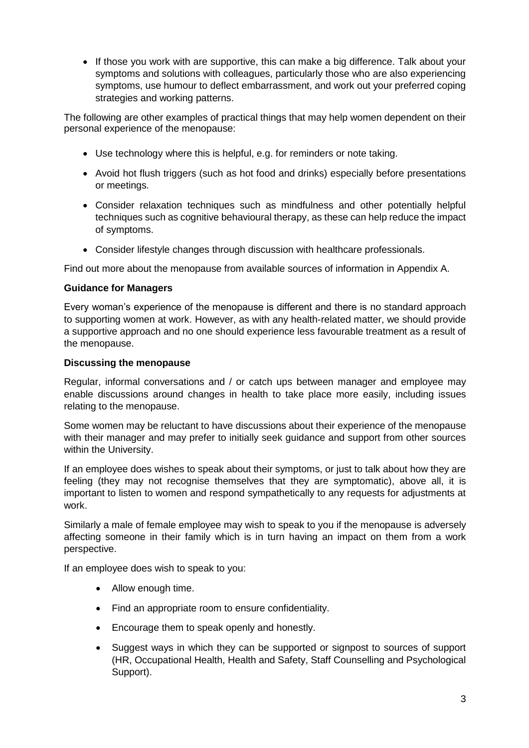- If those you work with are supportive, this can make a big difference. Talk about your symptoms and solutions with colleagues, particularly those who are also experiencing symptoms, use humour to deflect embarrassment, and work out your preferred coping strategies and working patterns.

The following are other examples of practical things that may help women dependent on their personal experience of the menopause:

- Use technology where this is helpful, e.g. for reminders or note taking.
- Avoid hot flush triggers (such as hot food and drinks) especially before presentations or meetings.
- Consider relaxation techniques such as mindfulness and other potentially helpful techniques such as cognitive behavioural therapy, as these can help reduce the impact of symptoms.
- Consider lifestyle changes through discussion with healthcare professionals.

Find out more about the menopause from available sources of information in Appendix A.

**Guidance for Managers**

Every woman's experience of the menopause is different and there is no standard approach to supporting women at work. However, as with any health-related matter, we should provide a supportive approach and no one should experience less favourable treatment as a result of the menopause.

**Discussing the menopause**

Regular, informal conversations and / or catch ups between manager and employee may enable discussions around changes in health to take place more easily, including issues relating to the menopause.

Some women may be reluctant to have discussions about their experience of the menopause with their manager and may prefer to initially seek guidance and support from other sources within the University.

If an employee does wishes to speak about their symptoms, or just to talk about how they are feeling (they may not recognise themselves that they are symptomatic), above all, it is important to listen to women and respond sympathetically to any requests for adjustments at work.

Similarly a male of female employee may wish to speak to you if the menopause is adversely affecting someone in their family which is in turn having an impact on them from a work perspective.

If an employee does wish to speak to you:

- Allow enough time.
- Find an appropriate room to ensure confidentiality.
- Encourage them to speak openly and honestly.
- Suggest ways in which they can be supported or signpost to sources of support (HR, Occupational Health, Health and Safety, Staff Counselling and Psychological Support).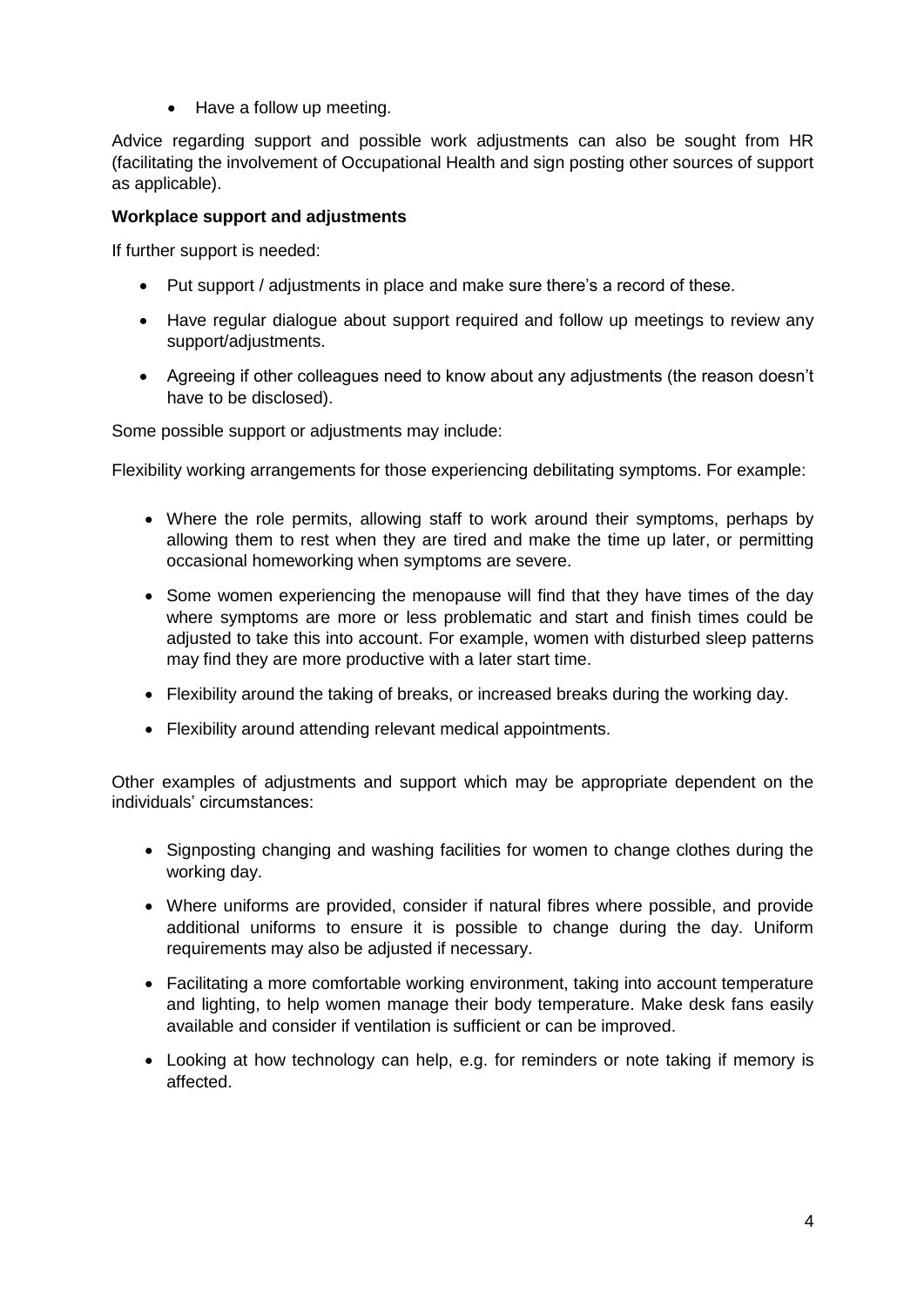- Have a follow up meeting.

Advice regarding support and possible work adjustments can also be sought from HR (facilitating the involvement of Occupational Health and sign posting other sources of support as applicable).

**Workplace support and adjustments**

If further support is needed:

- Put support / adjustments in place and make sure there's a record of these.
- Have regular dialogue about support required and follow up meetings to review any support/adjustments.
- Agreeing if other colleagues need to know about any adjustments (the reason doesn't have to be disclosed).

Some possible support or adjustments may include:

Flexibility working arrangements for those experiencing debilitating symptoms. For example:

- Where the role permits, allowing staff to work around their symptoms, perhaps by allowing them to rest when they are tired and make the time up later, or permitting occasional homeworking when symptoms are severe.
- Some women experiencing the menopause will find that they have times of the day where symptoms are more or less problematic and start and finish times could be adjusted to take this into account. For example, women with disturbed sleep patterns may find they are more productive with a later start time.
- Flexibility around the taking of breaks, or increased breaks during the working day.
- Flexibility around attending relevant medical appointments.

Other examples of adjustments and support which may be appropriate dependent on the individuals' circumstances:

- Signposting changing and washing facilities for women to change clothes during the working day.
- Where uniforms are provided, consider if natural fibres where possible, and provide additional uniforms to ensure it is possible to change during the day. Uniform requirements may also be adjusted if necessary.
- Facilitating a more comfortable working environment, taking into account temperature and lighting, to help women manage their body temperature. Make desk fans easily available and consider if ventilation is sufficient or can be improved.
- Looking at how technology can help, e.g. for reminders or note taking if memory is affected.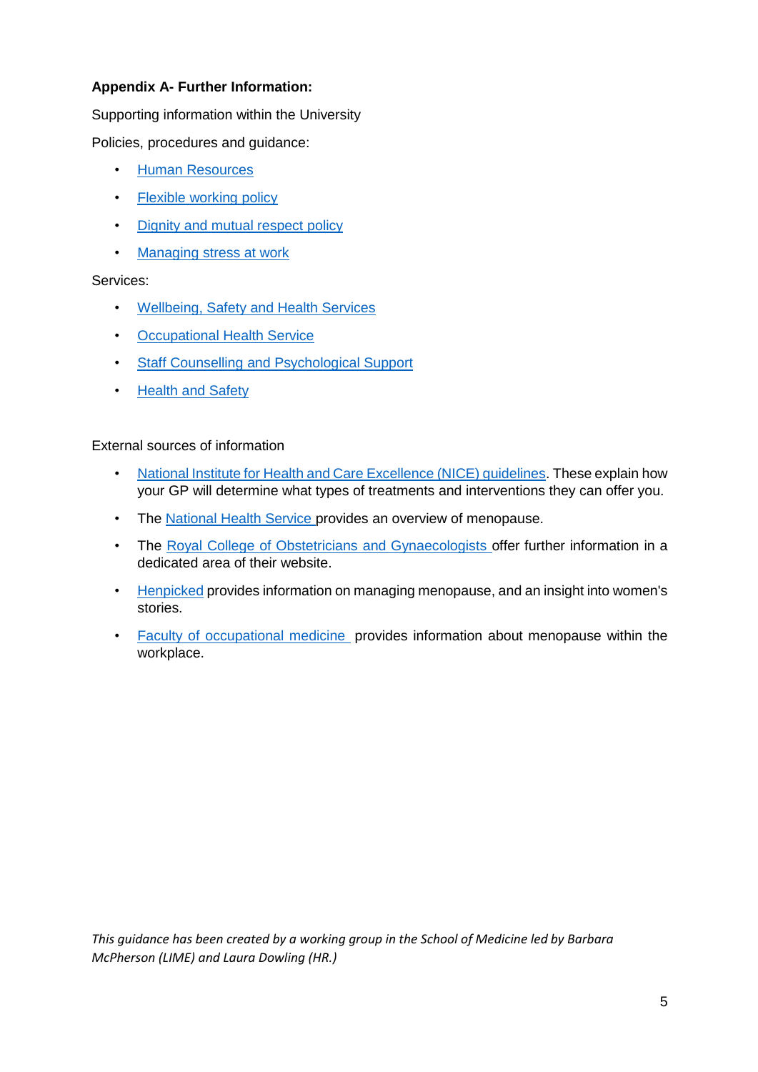**Appendix A- Further Information:**

Supporting information within the University

Policies, procedures and guidance:

- Human Resources
- Flexible working policy
- Dignity and mutual respect policy
- Managing stress at work

Services:

- Wellbeing, Safety and Health Services
- Occupational Health Service
- Staff Counselling and Psychological Support
- Health and Safety

External sources of information

- National Institute for Health and Care Excellence (NICE) guidelines. These explain how your GP will determine what types of treatments and interventions they can offer you.
- The National Health Service provides an overview of menopause.
- The Royal College of Obstetricians and Gynaecologists offer further information in a dedicated area of their website.
- Henpicked provides information on managing menopause, and an insight into women's stories.
- Faculty of occupational medicine provides information about menopause within the workplace.

*This guidance has been created by a working group in the School of Medicine led by Barbara McPherson (LIME) and Laura Dowling (HR.)*